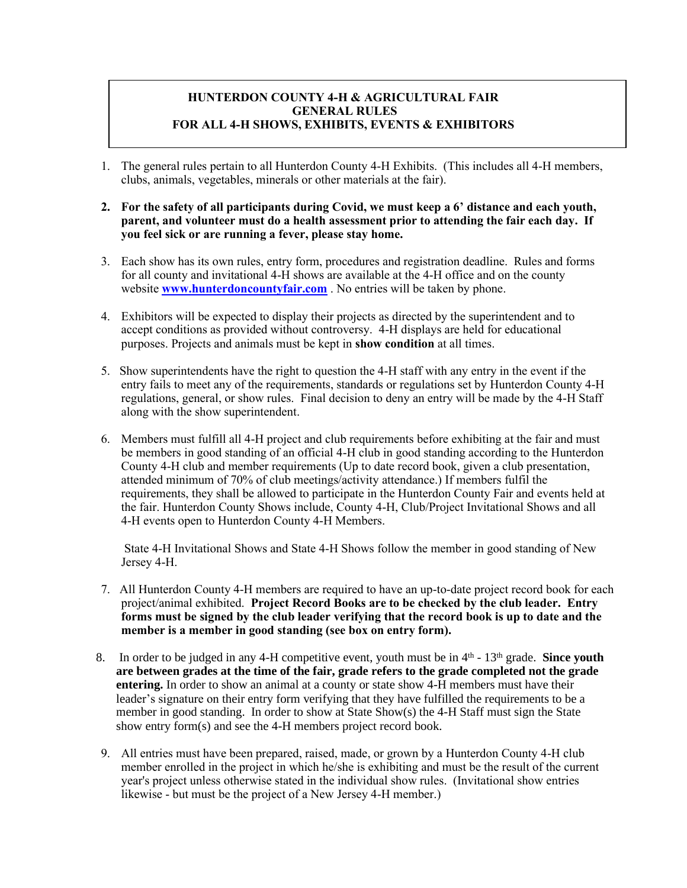# HUNTERDON COUNTY 4-H & AGRICULTURAL FAIR
## GENERAL RULES
## FOR ALL 4-H SHOWS, EXHIBITS, EVENTS & EXHIBITORS

1. The general rules pertain to all Hunterdon County 4-H Exhibits. (This includes all 4-H members, clubs, animals, vegetables, minerals or other materials at the fair).

2. **For the safety of all participants during Covid, we must keep a 6' distance and each youth, parent, and volunteer must do a health assessment prior to attending the fair each day. If you feel sick or are running a fever, please stay home.**

3. Each show has its own rules, entry form, procedures and registration deadline. Rules and forms for all county and invitational 4-H shows are available at the 4-H office and on the county website **www.hunterdoncountyfair.com** . No entries will be taken by phone.

4. Exhibitors will be expected to display their projects as directed by the superintendent and to accept conditions as provided without controversy. 4-H displays are held for educational purposes. Projects and animals must be kept in **show condition** at all times.

5. Show superintendents have the right to question the 4-H staff with any entry in the event if the entry fails to meet any of the requirements, standards or regulations set by Hunterdon County 4-H regulations, general, or show rules. Final decision to deny an entry will be made by the 4-H Staff along with the show superintendent.

6. Members must fulfill all 4-H project and club requirements before exhibiting at the fair and must be members in good standing of an official 4-H club in good standing according to the Hunterdon County 4-H club and member requirements (Up to date record book, given a club presentation, attended minimum of 70% of club meetings/activity attendance.) If members fulfil the requirements, they shall be allowed to participate in the Hunterdon County Fair and events held at the fair. Hunterdon County Shows include, County 4-H, Club/Project Invitational Shows and all 4-H events open to Hunterdon County 4-H Members.

   State 4-H Invitational Shows and State 4-H Shows follow the member in good standing of New Jersey 4-H.

7. All Hunterdon County 4-H members are required to have an up-to-date project record book for each project/animal exhibited. **Project Record Books are to be checked by the club leader. Entry forms must be signed by the club leader verifying that the record book is up to date and the member is a member in good standing (see box on entry form).**

8. In order to be judged in any 4-H competitive event, youth must be in 4th - 13th grade. **Since youth are between grades at the time of the fair, grade refers to the grade completed not the grade entering.** In order to show an animal at a county or state show 4-H members must have their leader's signature on their entry form verifying that they have fulfilled the requirements to be a member in good standing. In order to show at State Show(s) the 4-H Staff must sign the State show entry form(s) and see the 4-H members project record book.

9. All entries must have been prepared, raised, made, or grown by a Hunterdon County 4-H club member enrolled in the project in which he/she is exhibiting and must be the result of the current year's project unless otherwise stated in the individual show rules. (Invitational show entries likewise - but must be the project of a New Jersey 4-H member.)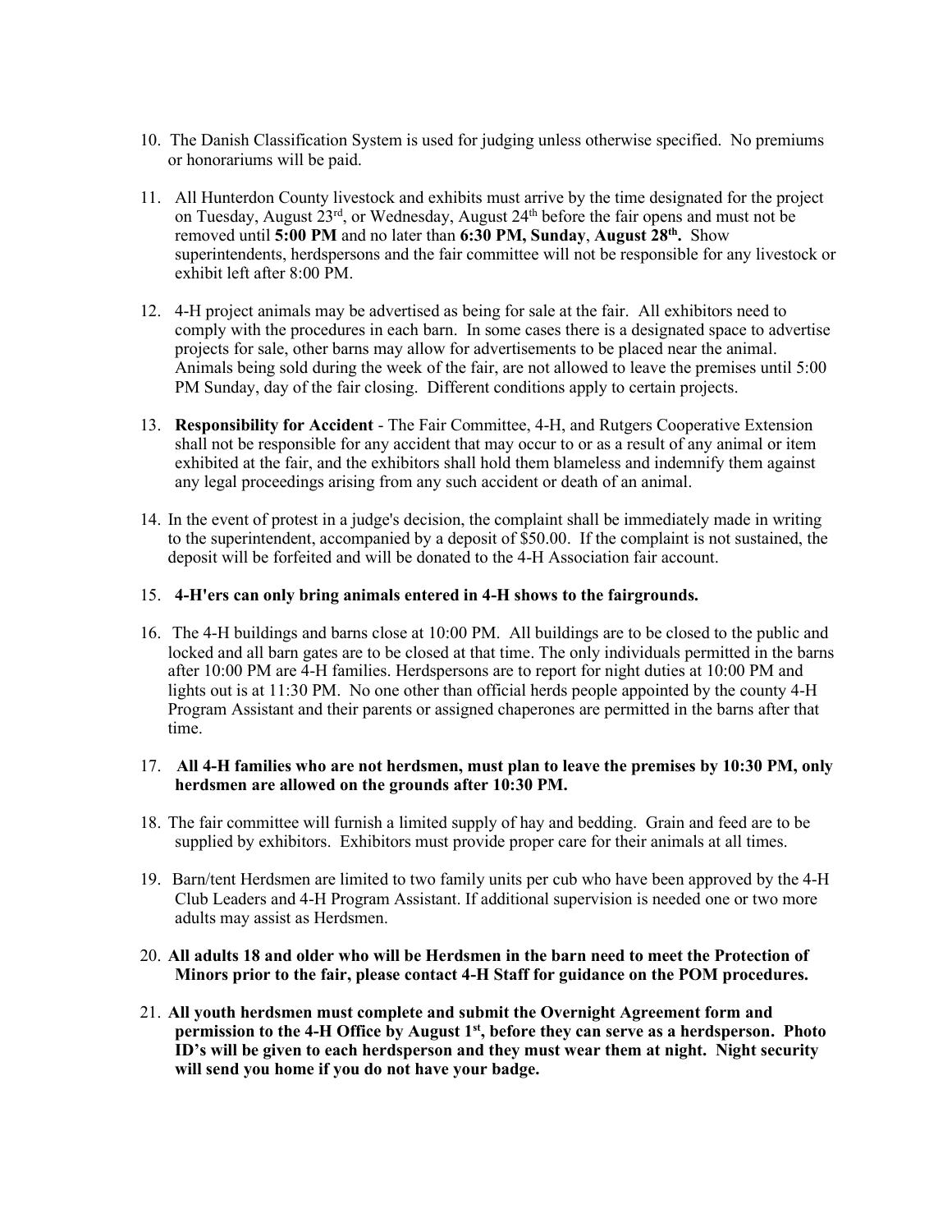10. The Danish Classification System is used for judging unless otherwise specified. No premiums or honorariums will be paid.

11. All Hunterdon County livestock and exhibits must arrive by the time designated for the project on Tuesday, August 23rd, or Wednesday, August 24th before the fair opens and must not be removed until **5:00 PM** and no later than **6:30 PM, Sunday**, **August 28th.** Show superintendents, herdspersons and the fair committee will not be responsible for any livestock or exhibit left after 8:00 PM.

12. 4-H project animals may be advertised as being for sale at the fair. All exhibitors need to comply with the procedures in each barn. In some cases there is a designated space to advertise projects for sale, other barns may allow for advertisements to be placed near the animal. Animals being sold during the week of the fair, are not allowed to leave the premises until 5:00 PM Sunday, day of the fair closing. Different conditions apply to certain projects.

13. **Responsibility for Accident** - The Fair Committee, 4-H, and Rutgers Cooperative Extension shall not be responsible for any accident that may occur to or as a result of any animal or item exhibited at the fair, and the exhibitors shall hold them blameless and indemnify them against any legal proceedings arising from any such accident or death of an animal.

14. In the event of protest in a judge's decision, the complaint shall be immediately made in writing to the superintendent, accompanied by a deposit of $50.00. If the complaint is not sustained, the deposit will be forfeited and will be donated to the 4-H Association fair account.

15. **4-H'ers can only bring animals entered in 4-H shows to the fairgrounds.**

16. The 4-H buildings and barns close at 10:00 PM. All buildings are to be closed to the public and locked and all barn gates are to be closed at that time. The only individuals permitted in the barns after 10:00 PM are 4-H families. Herdspersons are to report for night duties at 10:00 PM and lights out is at 11:30 PM. No one other than official herds people appointed by the county 4-H Program Assistant and their parents or assigned chaperones are permitted in the barns after that time.

17. **All 4-H families who are not herdsmen, must plan to leave the premises by 10:30 PM, only herdsmen are allowed on the grounds after 10:30 PM.**

18. The fair committee will furnish a limited supply of hay and bedding. Grain and feed are to be supplied by exhibitors. Exhibitors must provide proper care for their animals at all times.

19. Barn/tent Herdsmen are limited to two family units per cub who have been approved by the 4-H Club Leaders and 4-H Program Assistant. If additional supervision is needed one or two more adults may assist as Herdsmen.

20. **All adults 18 and older who will be Herdsmen in the barn need to meet the Protection of Minors prior to the fair, please contact 4-H Staff for guidance on the POM procedures.**

21. **All youth herdsmen must complete and submit the Overnight Agreement form and permission to the 4-H Office by August 1st, before they can serve as a herdsperson. Photo ID's will be given to each herdsperson and they must wear them at night. Night security will send you home if you do not have your badge.**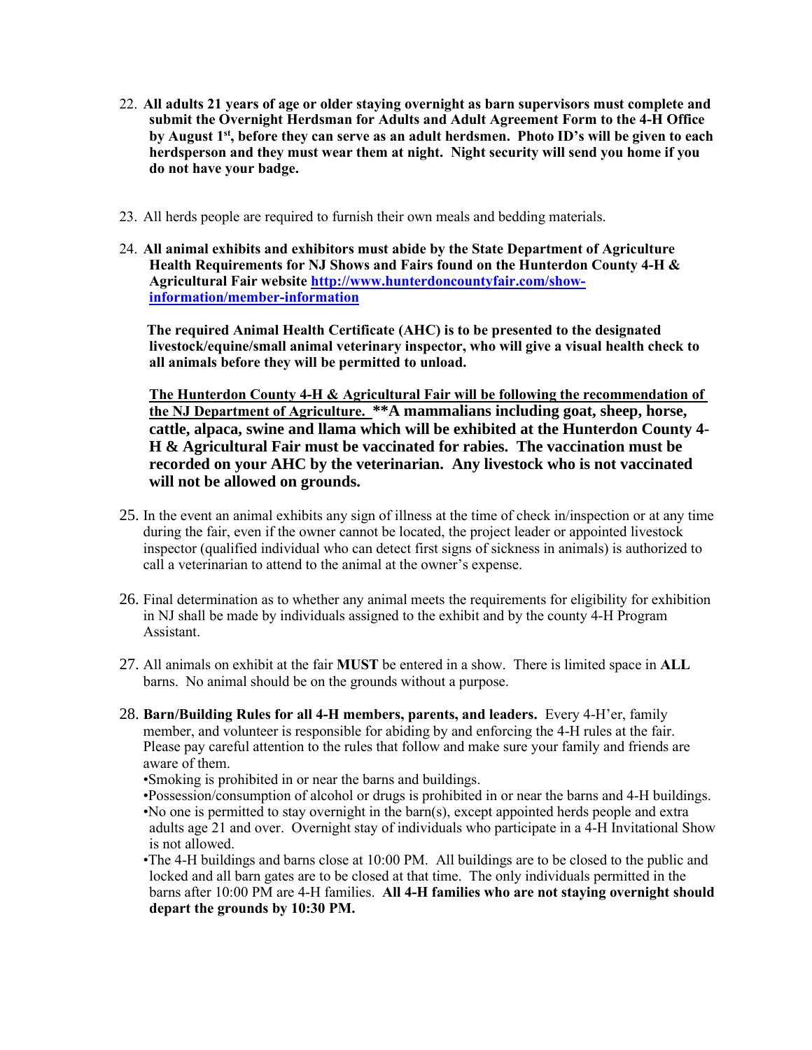22. **All adults 21 years of age or older staying overnight as barn supervisors must complete and submit the Overnight Herdsman for Adults and Adult Agreement Form to the 4-H Office by August 1st, before they can serve as an adult herdsmen. Photo ID's will be given to each herdsperson and they must wear them at night. Night security will send you home if you do not have your badge.**

23. All herds people are required to furnish their own meals and bedding materials.

24. **All animal exhibits and exhibitors must abide by the State Department of Agriculture Health Requirements for NJ Shows and Fairs found on the Hunterdon County 4-H & Agricultural Fair website [http://www.hunterdoncountyfair.com/show-information/member-information](http://www.hunterdoncountyfair.com/show-information/member-information)**

    **The required Animal Health Certificate (AHC) is to be presented to the designated livestock/equine/small animal veterinary inspector, who will give a visual health check to all animals before they will be permitted to unload.**

    **The Hunterdon County 4-H & Agricultural Fair will be following the recommendation of the NJ Department of Agriculture. **A mammalians including goat, sheep, horse, cattle, alpaca, swine and llama which will be exhibited at the Hunterdon County 4-H & Agricultural Fair must be vaccinated for rabies. The vaccination must be recorded on your AHC by the veterinarian. Any livestock who is not vaccinated will not be allowed on grounds.**

25. In the event an animal exhibits any sign of illness at the time of check in/inspection or at any time during the fair, even if the owner cannot be located, the project leader or appointed livestock inspector (qualified individual who can detect first signs of sickness in animals) is authorized to call a veterinarian to attend to the animal at the owner's expense.

26. Final determination as to whether any animal meets the requirements for eligibility for exhibition in NJ shall be made by individuals assigned to the exhibit and by the county 4-H Program Assistant.

27. All animals on exhibit at the fair **MUST** be entered in a show. There is limited space in **ALL** barns. No animal should be on the grounds without a purpose.

28. **Barn/Building Rules for all 4-H members, parents, and leaders.** Every 4-H'er, family member, and volunteer is responsible for abiding by and enforcing the 4-H rules at the fair. Please pay careful attention to the rules that follow and make sure your family and friends are aware of them.
    - Smoking is prohibited in or near the barns and buildings.
    - Possession/consumption of alcohol or drugs is prohibited in or near the barns and 4-H buildings.
    - No one is permitted to stay overnight in the barn(s), except appointed herds people and extra adults age 21 and over. Overnight stay of individuals who participate in a 4-H Invitational Show is not allowed.
    - The 4-H buildings and barns close at 10:00 PM. All buildings are to be closed to the public and locked and all barn gates are to be closed at that time. The only individuals permitted in the barns after 10:00 PM are 4-H families. **All 4-H families who are not staying overnight should depart the grounds by 10:30 PM.**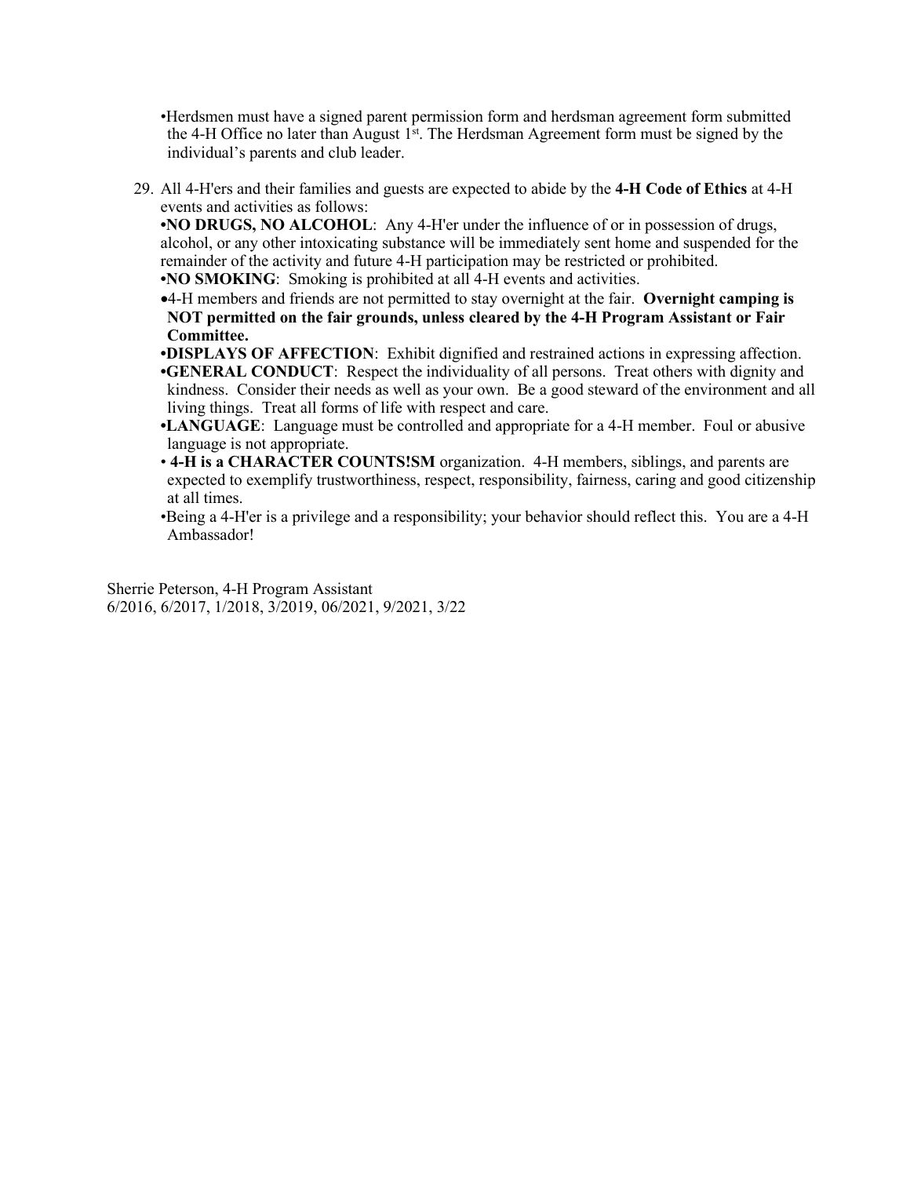- Herdsmen must have a signed parent permission form and herdsman agreement form submitted the 4-H Office no later than August 1st. The Herdsman Agreement form must be signed by the individual's parents and club leader.

29. All 4-H'ers and their families and guests are expected to abide by the **4-H Code of Ethics** at 4-H events and activities as follows:
    - **NO DRUGS, NO ALCOHOL**: Any 4-H'er under the influence of or in possession of drugs, alcohol, or any other intoxicating substance will be immediately sent home and suspended for the remainder of the activity and future 4-H participation may be restricted or prohibited.
    - **NO SMOKING**: Smoking is prohibited at all 4-H events and activities.
    - 4-H members and friends are not permitted to stay overnight at the fair. **Overnight camping is NOT permitted on the fair grounds, unless cleared by the 4-H Program Assistant or Fair Committee.**
    - **DISPLAYS OF AFFECTION**: Exhibit dignified and restrained actions in expressing affection.
    - **GENERAL CONDUCT**: Respect the individuality of all persons. Treat others with dignity and kindness. Consider their needs as well as your own. Be a good steward of the environment and all living things. Treat all forms of life with respect and care.
    - **LANGUAGE**: Language must be controlled and appropriate for a 4-H member. Foul or abusive language is not appropriate.
    - **4-H is a CHARACTER COUNTS!SM** organization. 4-H members, siblings, and parents are expected to exemplify trustworthiness, respect, responsibility, fairness, caring and good citizenship at all times.
    - Being a 4-H'er is a privilege and a responsibility; your behavior should reflect this. You are a 4-H Ambassador!

Sherrie Peterson, 4-H Program Assistant
6/2016, 6/2017, 1/2018, 3/2019, 06/2021, 9/2021, 3/22